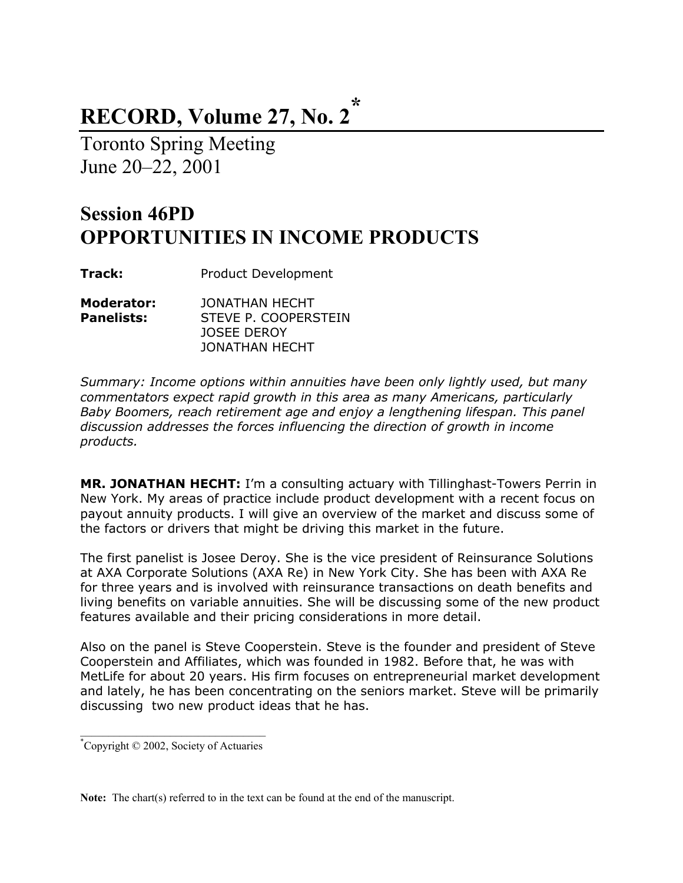# RECORD, Volume 27, No. 2*

Toronto Spring Meeting
June 20–22, 2001

## Session 46PD
## OPPORTUNITIES IN INCOME PRODUCTS

**Track:** Product Development

**Moderator:** JONATHAN HECHT
**Panelists:** STEVE P. COOPERSTEIN
JOSEE DEROY
JONATHAN HECHT

*Summary: Income options within annuities have been only lightly used, but many commentators expect rapid growth in this area as many Americans, particularly Baby Boomers, reach retirement age and enjoy a lengthening lifespan. This panel discussion addresses the forces influencing the direction of growth in income products.*

**MR. JONATHAN HECHT:** I'm a consulting actuary with Tillinghast-Towers Perrin in New York. My areas of practice include product development with a recent focus on payout annuity products. I will give an overview of the market and discuss some of the factors or drivers that might be driving this market in the future.

The first panelist is Josee Deroy. She is the vice president of Reinsurance Solutions at AXA Corporate Solutions (AXA Re) in New York City. She has been with AXA Re for three years and is involved with reinsurance transactions on death benefits and living benefits on variable annuities. She will be discussing some of the new product features available and their pricing considerations in more detail.

Also on the panel is Steve Cooperstein. Steve is the founder and president of Steve Cooperstein and Affiliates, which was founded in 1982. Before that, he was with MetLife for about 20 years. His firm focuses on entrepreneurial market development and lately, he has been concentrating on the seniors market. Steve will be primarily discussing two new product ideas that he has.

---

*Copyright © 2002, Society of Actuaries

**Note:** The chart(s) referred to in the text can be found at the end of the manuscript.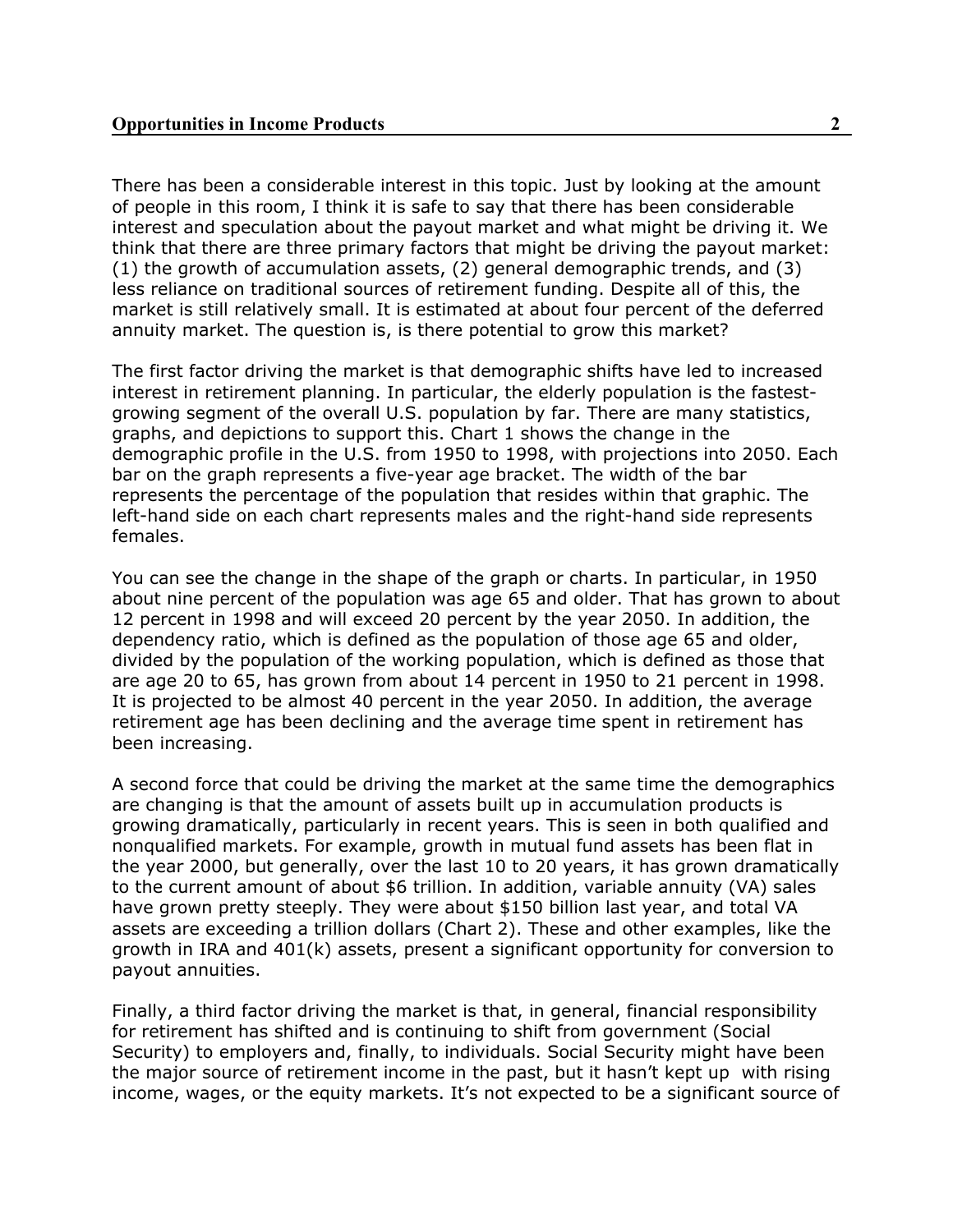There has been a considerable interest in this topic. Just by looking at the amount of people in this room, I think it is safe to say that there has been considerable interest and speculation about the payout market and what might be driving it. We think that there are three primary factors that might be driving the payout market: (1) the growth of accumulation assets, (2) general demographic trends, and (3) less reliance on traditional sources of retirement funding. Despite all of this, the market is still relatively small. It is estimated at about four percent of the deferred annuity market. The question is, is there potential to grow this market?

The first factor driving the market is that demographic shifts have led to increased interest in retirement planning. In particular, the elderly population is the fastest-growing segment of the overall U.S. population by far. There are many statistics, graphs, and depictions to support this. Chart 1 shows the change in the demographic profile in the U.S. from 1950 to 1998, with projections into 2050. Each bar on the graph represents a five-year age bracket. The width of the bar represents the percentage of the population that resides within that graphic. The left-hand side on each chart represents males and the right-hand side represents females.

You can see the change in the shape of the graph or charts. In particular, in 1950 about nine percent of the population was age 65 and older. That has grown to about 12 percent in 1998 and will exceed 20 percent by the year 2050. In addition, the dependency ratio, which is defined as the population of those age 65 and older, divided by the population of the working population, which is defined as those that are age 20 to 65, has grown from about 14 percent in 1950 to 21 percent in 1998. It is projected to be almost 40 percent in the year 2050. In addition, the average retirement age has been declining and the average time spent in retirement has been increasing.

A second force that could be driving the market at the same time the demographics are changing is that the amount of assets built up in accumulation products is growing dramatically, particularly in recent years. This is seen in both qualified and nonqualified markets. For example, growth in mutual fund assets has been flat in the year 2000, but generally, over the last 10 to 20 years, it has grown dramatically to the current amount of about $6 trillion. In addition, variable annuity (VA) sales have grown pretty steeply. They were about $150 billion last year, and total VA assets are exceeding a trillion dollars (Chart 2). These and other examples, like the growth in IRA and 401(k) assets, present a significant opportunity for conversion to payout annuities.

Finally, a third factor driving the market is that, in general, financial responsibility for retirement has shifted and is continuing to shift from government (Social Security) to employers and, finally, to individuals. Social Security might have been the major source of retirement income in the past, but it hasn't kept up with rising income, wages, or the equity markets. It's not expected to be a significant source of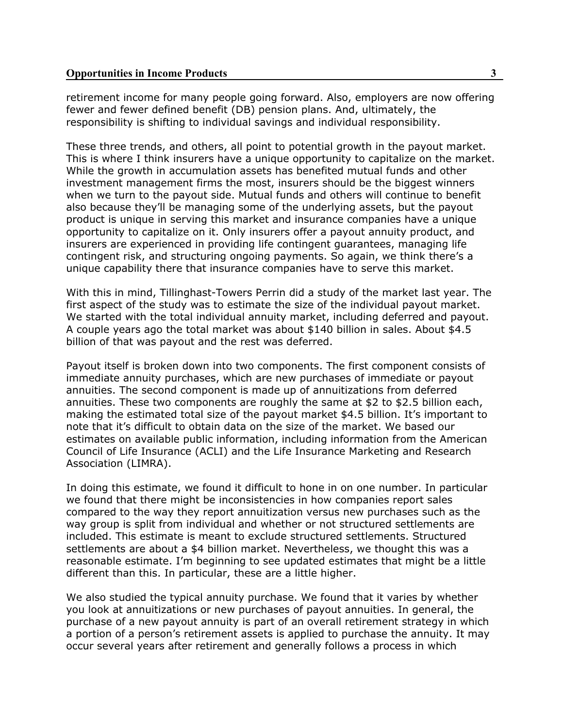retirement income for many people going forward. Also, employers are now offering fewer and fewer defined benefit (DB) pension plans. And, ultimately, the responsibility is shifting to individual savings and individual responsibility.

These three trends, and others, all point to potential growth in the payout market. This is where I think insurers have a unique opportunity to capitalize on the market. While the growth in accumulation assets has benefited mutual funds and other investment management firms the most, insurers should be the biggest winners when we turn to the payout side. Mutual funds and others will continue to benefit also because they'll be managing some of the underlying assets, but the payout product is unique in serving this market and insurance companies have a unique opportunity to capitalize on it. Only insurers offer a payout annuity product, and insurers are experienced in providing life contingent guarantees, managing life contingent risk, and structuring ongoing payments. So again, we think there's a unique capability there that insurance companies have to serve this market.

With this in mind, Tillinghast-Towers Perrin did a study of the market last year. The first aspect of the study was to estimate the size of the individual payout market. We started with the total individual annuity market, including deferred and payout. A couple years ago the total market was about $140 billion in sales. About $4.5 billion of that was payout and the rest was deferred.

Payout itself is broken down into two components. The first component consists of immediate annuity purchases, which are new purchases of immediate or payout annuities. The second component is made up of annuitizations from deferred annuities. These two components are roughly the same at $2 to $2.5 billion each, making the estimated total size of the payout market $4.5 billion. It's important to note that it's difficult to obtain data on the size of the market. We based our estimates on available public information, including information from the American Council of Life Insurance (ACLI) and the Life Insurance Marketing and Research Association (LIMRA).

In doing this estimate, we found it difficult to hone in on one number. In particular we found that there might be inconsistencies in how companies report sales compared to the way they report annuitization versus new purchases such as the way group is split from individual and whether or not structured settlements are included. This estimate is meant to exclude structured settlements. Structured settlements are about a $4 billion market. Nevertheless, we thought this was a reasonable estimate. I'm beginning to see updated estimates that might be a little different than this. In particular, these are a little higher.

We also studied the typical annuity purchase. We found that it varies by whether you look at annuitizations or new purchases of payout annuities. In general, the purchase of a new payout annuity is part of an overall retirement strategy in which a portion of a person's retirement assets is applied to purchase the annuity. It may occur several years after retirement and generally follows a process in which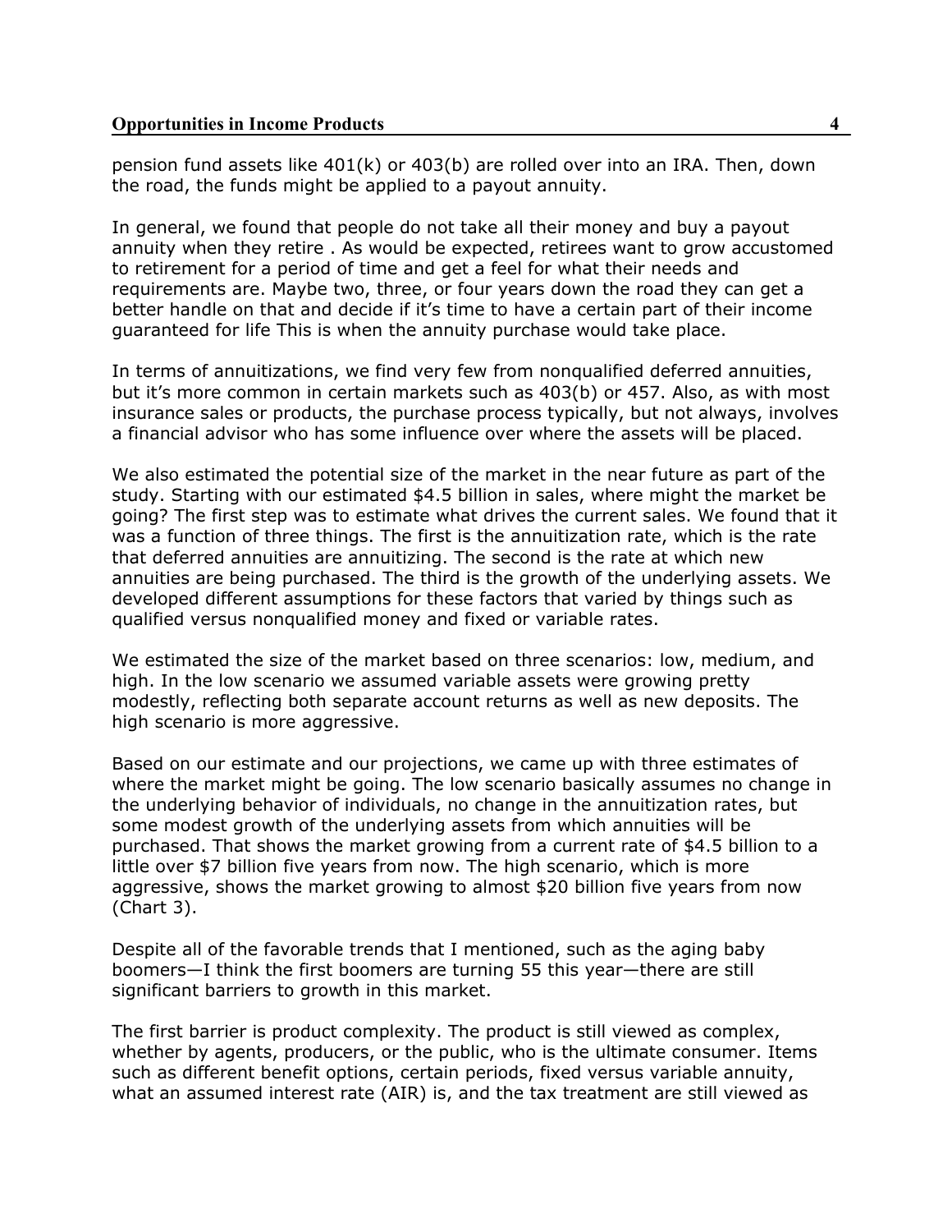pension fund assets like 401(k) or 403(b) are rolled over into an IRA. Then, down the road, the funds might be applied to a payout annuity.

In general, we found that people do not take all their money and buy a payout annuity when they retire . As would be expected, retirees want to grow accustomed to retirement for a period of time and get a feel for what their needs and requirements are. Maybe two, three, or four years down the road they can get a better handle on that and decide if it's time to have a certain part of their income guaranteed for life This is when the annuity purchase would take place.

In terms of annuitizations, we find very few from nonqualified deferred annuities, but it's more common in certain markets such as 403(b) or 457. Also, as with most insurance sales or products, the purchase process typically, but not always, involves a financial advisor who has some influence over where the assets will be placed.

We also estimated the potential size of the market in the near future as part of the study. Starting with our estimated $4.5 billion in sales, where might the market be going? The first step was to estimate what drives the current sales. We found that it was a function of three things. The first is the annuitization rate, which is the rate that deferred annuities are annuitizing. The second is the rate at which new annuities are being purchased. The third is the growth of the underlying assets. We developed different assumptions for these factors that varied by things such as qualified versus nonqualified money and fixed or variable rates.

We estimated the size of the market based on three scenarios: low, medium, and high. In the low scenario we assumed variable assets were growing pretty modestly, reflecting both separate account returns as well as new deposits. The high scenario is more aggressive.

Based on our estimate and our projections, we came up with three estimates of where the market might be going. The low scenario basically assumes no change in the underlying behavior of individuals, no change in the annuitization rates, but some modest growth of the underlying assets from which annuities will be purchased. That shows the market growing from a current rate of $4.5 billion to a little over $7 billion five years from now. The high scenario, which is more aggressive, shows the market growing to almost $20 billion five years from now (Chart 3).

Despite all of the favorable trends that I mentioned, such as the aging baby boomers—I think the first boomers are turning 55 this year—there are still significant barriers to growth in this market.

The first barrier is product complexity. The product is still viewed as complex, whether by agents, producers, or the public, who is the ultimate consumer. Items such as different benefit options, certain periods, fixed versus variable annuity, what an assumed interest rate (AIR) is, and the tax treatment are still viewed as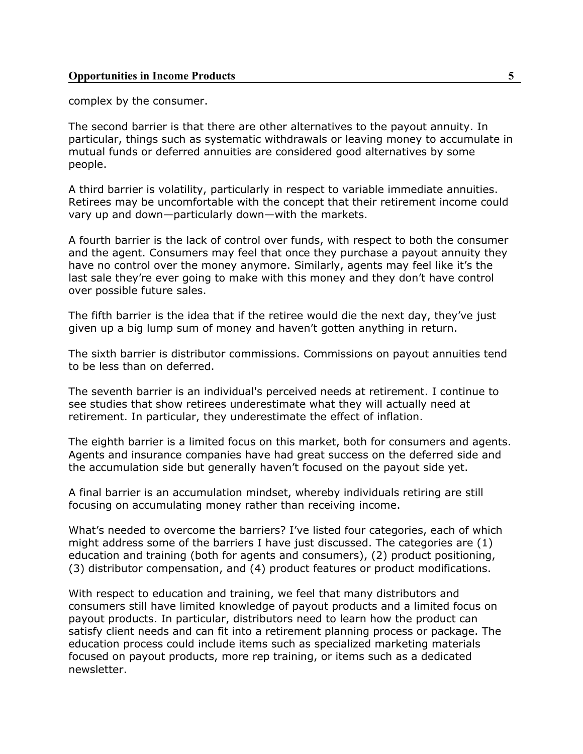complex by the consumer.

The second barrier is that there are other alternatives to the payout annuity. In particular, things such as systematic withdrawals or leaving money to accumulate in mutual funds or deferred annuities are considered good alternatives by some people.

A third barrier is volatility, particularly in respect to variable immediate annuities. Retirees may be uncomfortable with the concept that their retirement income could vary up and down—particularly down—with the markets.

A fourth barrier is the lack of control over funds, with respect to both the consumer and the agent. Consumers may feel that once they purchase a payout annuity they have no control over the money anymore. Similarly, agents may feel like it's the last sale they're ever going to make with this money and they don't have control over possible future sales.

The fifth barrier is the idea that if the retiree would die the next day, they've just given up a big lump sum of money and haven't gotten anything in return.

The sixth barrier is distributor commissions. Commissions on payout annuities tend to be less than on deferred.

The seventh barrier is an individual's perceived needs at retirement. I continue to see studies that show retirees underestimate what they will actually need at retirement. In particular, they underestimate the effect of inflation.

The eighth barrier is a limited focus on this market, both for consumers and agents. Agents and insurance companies have had great success on the deferred side and the accumulation side but generally haven't focused on the payout side yet.

A final barrier is an accumulation mindset, whereby individuals retiring are still focusing on accumulating money rather than receiving income.

What's needed to overcome the barriers? I've listed four categories, each of which might address some of the barriers I have just discussed. The categories are (1) education and training (both for agents and consumers), (2) product positioning, (3) distributor compensation, and (4) product features or product modifications.

With respect to education and training, we feel that many distributors and consumers still have limited knowledge of payout products and a limited focus on payout products. In particular, distributors need to learn how the product can satisfy client needs and can fit into a retirement planning process or package. The education process could include items such as specialized marketing materials focused on payout products, more rep training, or items such as a dedicated newsletter.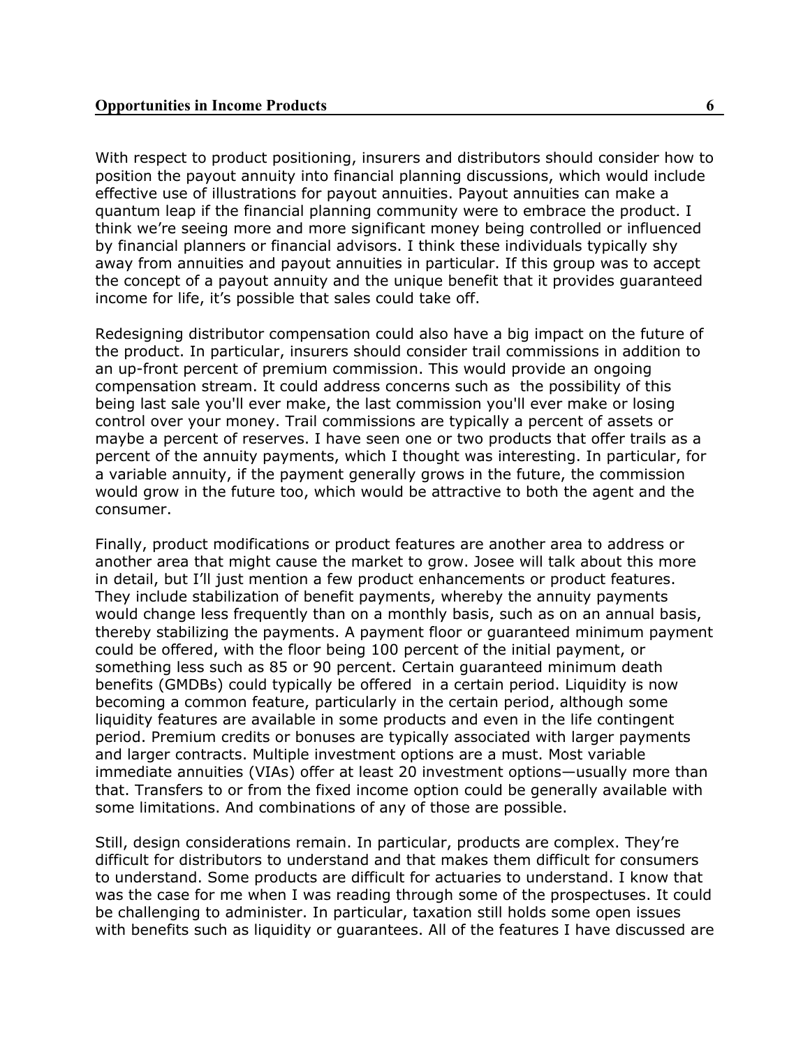With respect to product positioning, insurers and distributors should consider how to position the payout annuity into financial planning discussions, which would include effective use of illustrations for payout annuities. Payout annuities can make a quantum leap if the financial planning community were to embrace the product. I think we're seeing more and more significant money being controlled or influenced by financial planners or financial advisors. I think these individuals typically shy away from annuities and payout annuities in particular. If this group was to accept the concept of a payout annuity and the unique benefit that it provides guaranteed income for life, it's possible that sales could take off.

Redesigning distributor compensation could also have a big impact on the future of the product. In particular, insurers should consider trail commissions in addition to an up-front percent of premium commission. This would provide an ongoing compensation stream. It could address concerns such as the possibility of this being last sale you'll ever make, the last commission you'll ever make or losing control over your money. Trail commissions are typically a percent of assets or maybe a percent of reserves. I have seen one or two products that offer trails as a percent of the annuity payments, which I thought was interesting. In particular, for a variable annuity, if the payment generally grows in the future, the commission would grow in the future too, which would be attractive to both the agent and the consumer.

Finally, product modifications or product features are another area to address or another area that might cause the market to grow. Josee will talk about this more in detail, but I'll just mention a few product enhancements or product features. They include stabilization of benefit payments, whereby the annuity payments would change less frequently than on a monthly basis, such as on an annual basis, thereby stabilizing the payments. A payment floor or guaranteed minimum payment could be offered, with the floor being 100 percent of the initial payment, or something less such as 85 or 90 percent. Certain guaranteed minimum death benefits (GMDBs) could typically be offered in a certain period. Liquidity is now becoming a common feature, particularly in the certain period, although some liquidity features are available in some products and even in the life contingent period. Premium credits or bonuses are typically associated with larger payments and larger contracts. Multiple investment options are a must. Most variable immediate annuities (VIAs) offer at least 20 investment options—usually more than that. Transfers to or from the fixed income option could be generally available with some limitations. And combinations of any of those are possible.

Still, design considerations remain. In particular, products are complex. They're difficult for distributors to understand and that makes them difficult for consumers to understand. Some products are difficult for actuaries to understand. I know that was the case for me when I was reading through some of the prospectuses. It could be challenging to administer. In particular, taxation still holds some open issues with benefits such as liquidity or guarantees. All of the features I have discussed are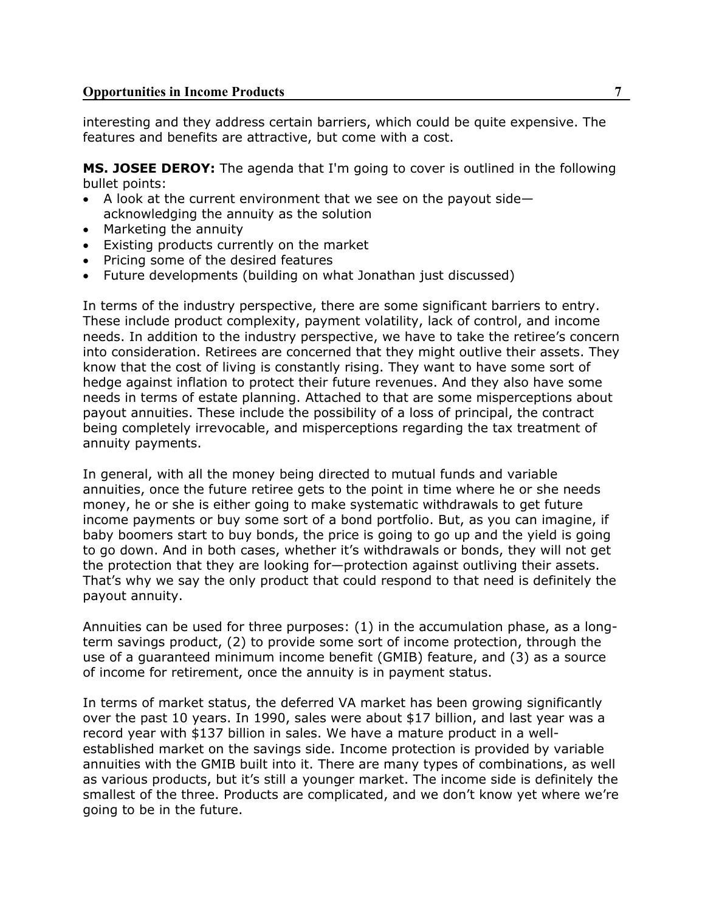interesting and they address certain barriers, which could be quite expensive. The features and benefits are attractive, but come with a cost.

**MS. JOSEE DEROY:** The agenda that I'm going to cover is outlined in the following bullet points:

- A look at the current environment that we see on the payout side—acknowledging the annuity as the solution
- Marketing the annuity
- Existing products currently on the market
- Pricing some of the desired features
- Future developments (building on what Jonathan just discussed)

In terms of the industry perspective, there are some significant barriers to entry. These include product complexity, payment volatility, lack of control, and income needs. In addition to the industry perspective, we have to take the retiree's concern into consideration. Retirees are concerned that they might outlive their assets. They know that the cost of living is constantly rising. They want to have some sort of hedge against inflation to protect their future revenues. And they also have some needs in terms of estate planning. Attached to that are some misperceptions about payout annuities. These include the possibility of a loss of principal, the contract being completely irrevocable, and misperceptions regarding the tax treatment of annuity payments.

In general, with all the money being directed to mutual funds and variable annuities, once the future retiree gets to the point in time where he or she needs money, he or she is either going to make systematic withdrawals to get future income payments or buy some sort of a bond portfolio. But, as you can imagine, if baby boomers start to buy bonds, the price is going to go up and the yield is going to go down. And in both cases, whether it's withdrawals or bonds, they will not get the protection that they are looking for—protection against outliving their assets. That's why we say the only product that could respond to that need is definitely the payout annuity.

Annuities can be used for three purposes: (1) in the accumulation phase, as a long-term savings product, (2) to provide some sort of income protection, through the use of a guaranteed minimum income benefit (GMIB) feature, and (3) as a source of income for retirement, once the annuity is in payment status.

In terms of market status, the deferred VA market has been growing significantly over the past 10 years. In 1990, sales were about $17 billion, and last year was a record year with $137 billion in sales. We have a mature product in a well-established market on the savings side. Income protection is provided by variable annuities with the GMIB built into it. There are many types of combinations, as well as various products, but it's still a younger market. The income side is definitely the smallest of the three. Products are complicated, and we don't know yet where we're going to be in the future.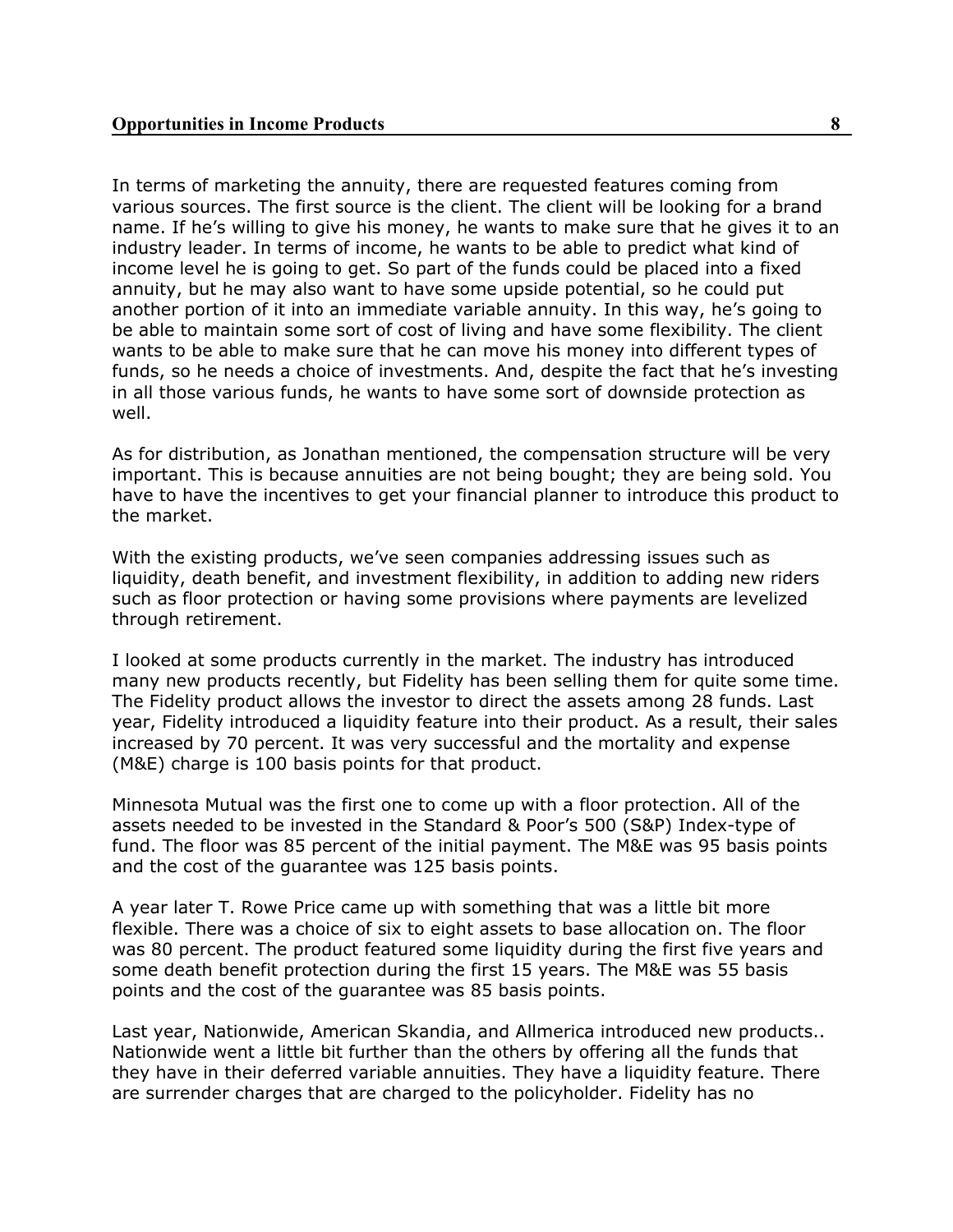In terms of marketing the annuity, there are requested features coming from various sources. The first source is the client. The client will be looking for a brand name. If he's willing to give his money, he wants to make sure that he gives it to an industry leader. In terms of income, he wants to be able to predict what kind of income level he is going to get. So part of the funds could be placed into a fixed annuity, but he may also want to have some upside potential, so he could put another portion of it into an immediate variable annuity. In this way, he's going to be able to maintain some sort of cost of living and have some flexibility. The client wants to be able to make sure that he can move his money into different types of funds, so he needs a choice of investments. And, despite the fact that he's investing in all those various funds, he wants to have some sort of downside protection as well.

As for distribution, as Jonathan mentioned, the compensation structure will be very important. This is because annuities are not being bought; they are being sold. You have to have the incentives to get your financial planner to introduce this product to the market.

With the existing products, we've seen companies addressing issues such as liquidity, death benefit, and investment flexibility, in addition to adding new riders such as floor protection or having some provisions where payments are levelized through retirement.

I looked at some products currently in the market. The industry has introduced many new products recently, but Fidelity has been selling them for quite some time. The Fidelity product allows the investor to direct the assets among 28 funds. Last year, Fidelity introduced a liquidity feature into their product. As a result, their sales increased by 70 percent. It was very successful and the mortality and expense (M&E) charge is 100 basis points for that product.

Minnesota Mutual was the first one to come up with a floor protection. All of the assets needed to be invested in the Standard & Poor's 500 (S&P) Index-type of fund. The floor was 85 percent of the initial payment. The M&E was 95 basis points and the cost of the guarantee was 125 basis points.

A year later T. Rowe Price came up with something that was a little bit more flexible. There was a choice of six to eight assets to base allocation on. The floor was 80 percent. The product featured some liquidity during the first five years and some death benefit protection during the first 15 years. The M&E was 55 basis points and the cost of the guarantee was 85 basis points.

Last year, Nationwide, American Skandia, and Allmerica introduced new products.. Nationwide went a little bit further than the others by offering all the funds that they have in their deferred variable annuities. They have a liquidity feature. There are surrender charges that are charged to the policyholder. Fidelity has no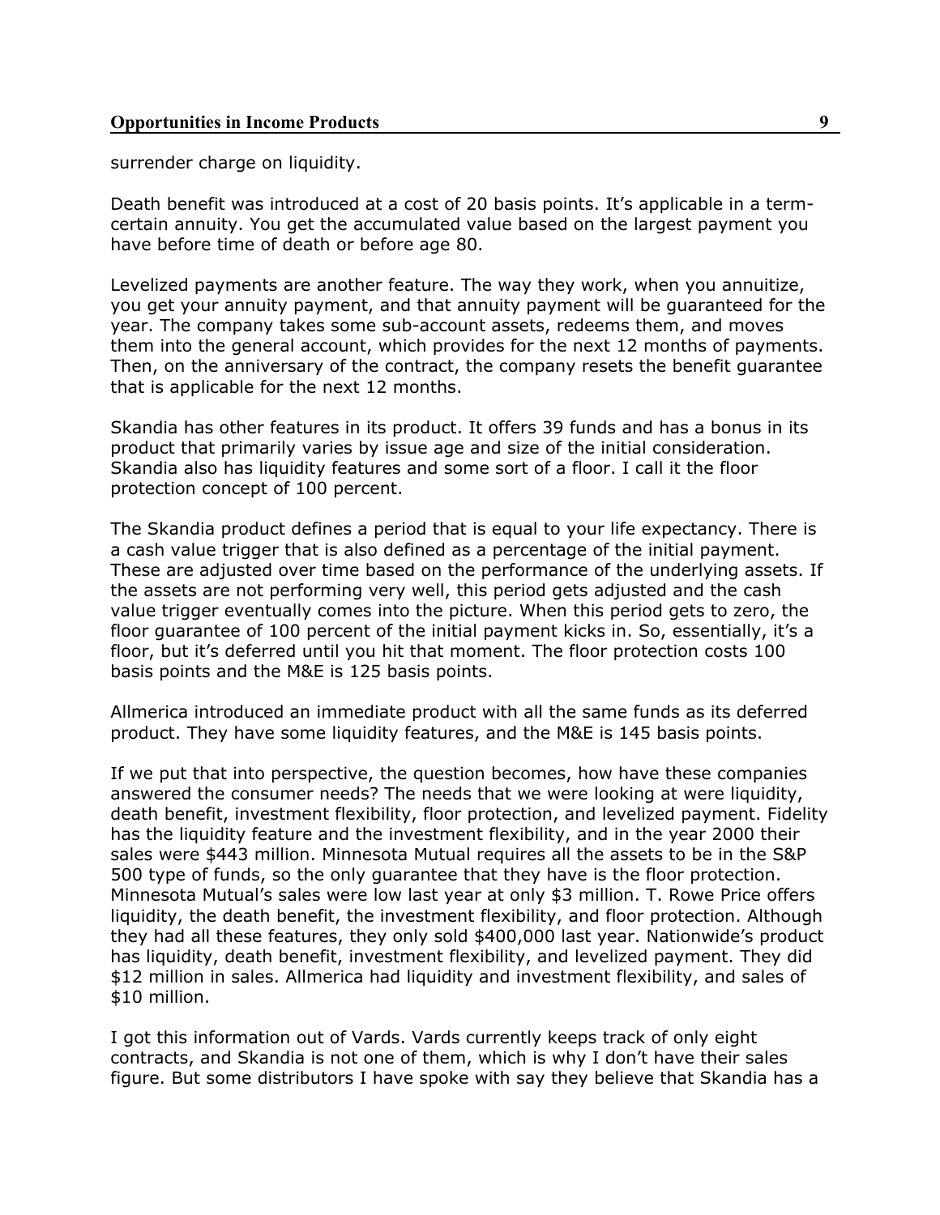surrender charge on liquidity.

Death benefit was introduced at a cost of 20 basis points. It's applicable in a term-certain annuity. You get the accumulated value based on the largest payment you have before time of death or before age 80.

Levelized payments are another feature. The way they work, when you annuitize, you get your annuity payment, and that annuity payment will be guaranteed for the year. The company takes some sub-account assets, redeems them, and moves them into the general account, which provides for the next 12 months of payments. Then, on the anniversary of the contract, the company resets the benefit guarantee that is applicable for the next 12 months.

Skandia has other features in its product. It offers 39 funds and has a bonus in its product that primarily varies by issue age and size of the initial consideration. Skandia also has liquidity features and some sort of a floor. I call it the floor protection concept of 100 percent.

The Skandia product defines a period that is equal to your life expectancy. There is a cash value trigger that is also defined as a percentage of the initial payment. These are adjusted over time based on the performance of the underlying assets. If the assets are not performing very well, this period gets adjusted and the cash value trigger eventually comes into the picture. When this period gets to zero, the floor guarantee of 100 percent of the initial payment kicks in. So, essentially, it's a floor, but it's deferred until you hit that moment. The floor protection costs 100 basis points and the M&E is 125 basis points.

Allmerica introduced an immediate product with all the same funds as its deferred product. They have some liquidity features, and the M&E is 145 basis points.

If we put that into perspective, the question becomes, how have these companies answered the consumer needs? The needs that we were looking at were liquidity, death benefit, investment flexibility, floor protection, and levelized payment. Fidelity has the liquidity feature and the investment flexibility, and in the year 2000 their sales were $443 million. Minnesota Mutual requires all the assets to be in the S&P 500 type of funds, so the only guarantee that they have is the floor protection. Minnesota Mutual's sales were low last year at only $3 million. T. Rowe Price offers liquidity, the death benefit, the investment flexibility, and floor protection. Although they had all these features, they only sold $400,000 last year. Nationwide's product has liquidity, death benefit, investment flexibility, and levelized payment. They did $12 million in sales. Allmerica had liquidity and investment flexibility, and sales of $10 million.

I got this information out of Vards. Vards currently keeps track of only eight contracts, and Skandia is not one of them, which is why I don't have their sales figure. But some distributors I have spoke with say they believe that Skandia has a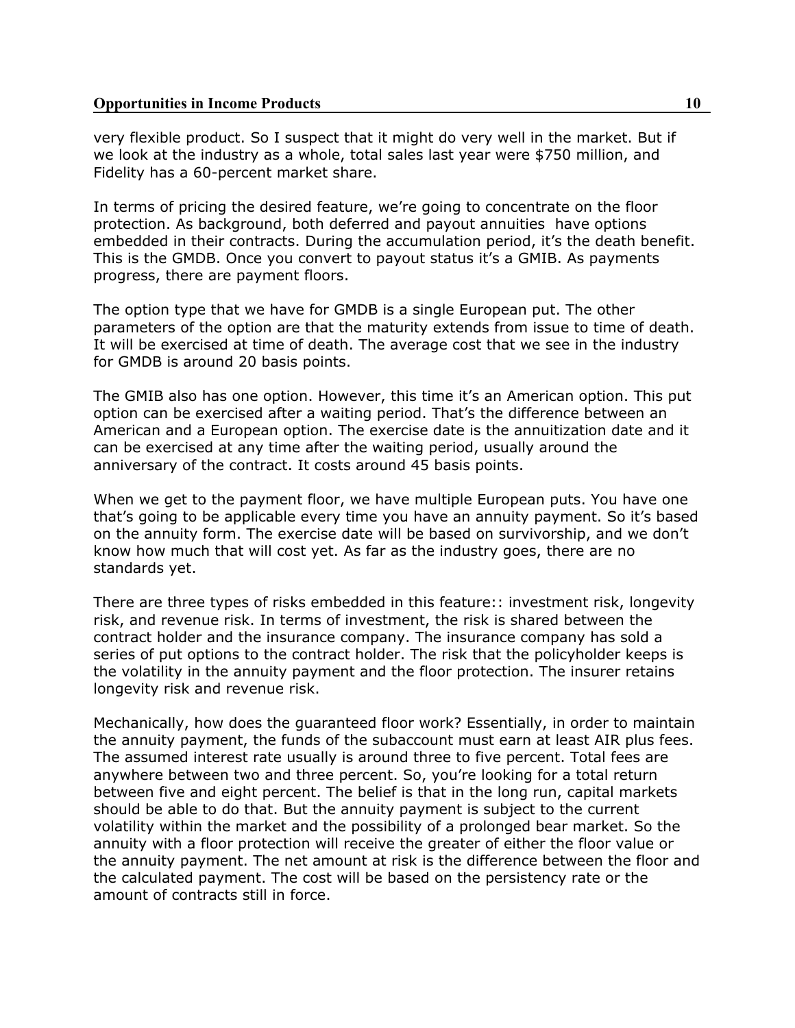very flexible product. So I suspect that it might do very well in the market. But if we look at the industry as a whole, total sales last year were $750 million, and Fidelity has a 60-percent market share.

In terms of pricing the desired feature, we're going to concentrate on the floor protection. As background, both deferred and payout annuities have options embedded in their contracts. During the accumulation period, it's the death benefit. This is the GMDB. Once you convert to payout status it's a GMIB. As payments progress, there are payment floors.

The option type that we have for GMDB is a single European put. The other parameters of the option are that the maturity extends from issue to time of death. It will be exercised at time of death. The average cost that we see in the industry for GMDB is around 20 basis points.

The GMIB also has one option. However, this time it's an American option. This put option can be exercised after a waiting period. That's the difference between an American and a European option. The exercise date is the annuitization date and it can be exercised at any time after the waiting period, usually around the anniversary of the contract. It costs around 45 basis points.

When we get to the payment floor, we have multiple European puts. You have one that's going to be applicable every time you have an annuity payment. So it's based on the annuity form. The exercise date will be based on survivorship, and we don't know how much that will cost yet. As far as the industry goes, there are no standards yet.

There are three types of risks embedded in this feature:: investment risk, longevity risk, and revenue risk. In terms of investment, the risk is shared between the contract holder and the insurance company. The insurance company has sold a series of put options to the contract holder. The risk that the policyholder keeps is the volatility in the annuity payment and the floor protection. The insurer retains longevity risk and revenue risk.

Mechanically, how does the guaranteed floor work? Essentially, in order to maintain the annuity payment, the funds of the subaccount must earn at least AIR plus fees. The assumed interest rate usually is around three to five percent. Total fees are anywhere between two and three percent. So, you're looking for a total return between five and eight percent. The belief is that in the long run, capital markets should be able to do that. But the annuity payment is subject to the current volatility within the market and the possibility of a prolonged bear market. So the annuity with a floor protection will receive the greater of either the floor value or the annuity payment. The net amount at risk is the difference between the floor and the calculated payment. The cost will be based on the persistency rate or the amount of contracts still in force.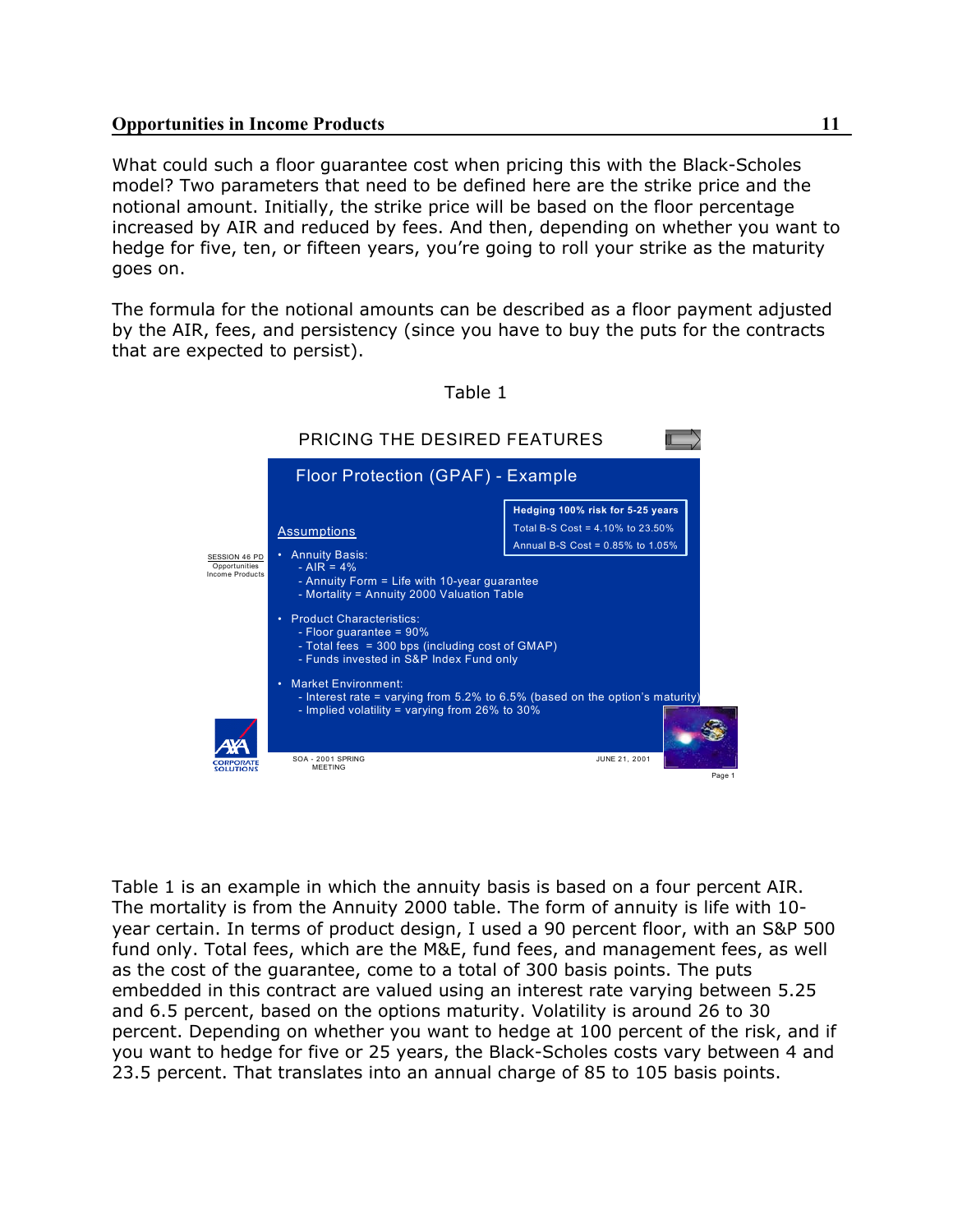What could such a floor guarantee cost when pricing this with the Black-Scholes model? Two parameters that need to be defined here are the strike price and the notional amount. Initially, the strike price will be based on the floor percentage increased by AIR and reduced by fees. And then, depending on whether you want to hedge for five, ten, or fifteen years, you're going to roll your strike as the maturity goes on.

The formula for the notional amounts can be described as a floor payment adjusted by the AIR, fees, and persistency (since you have to buy the puts for the contracts that are expected to persist).

Table 1

PRICING THE DESIRED FEATURES

**Floor Protection (GPAF) - Example**

**Hedging 100% risk for 5-25 years**
Total B-S Cost = 4.10% to 23.50%
Annual B-S Cost = 0.85% to 1.05%

Assumptions

- Annuity Basis:
  - AIR = 4%
  - Annuity Form = Life with 10-year guarantee
  - Mortality = Annuity 2000 Valuation Table
- Product Characteristics:
  - Floor guarantee = 90%
  - Total fees = 300 bps (including cost of GMAP)
  - Funds invested in S&P Index Fund only
- Market Environment:
  - Interest rate = varying from 5.2% to 6.5% (based on the option's maturity)
  - Implied volatility = varying from 26% to 30%

SESSION 46 PD Opportunities Income Products

AXA CORPORATE SOLUTIONS

SOA - 2001 SPRING MEETING

JUNE 21, 2001

Page 1

Table 1 is an example in which the annuity basis is based on a four percent AIR. The mortality is from the Annuity 2000 table. The form of annuity is life with 10-year certain. In terms of product design, I used a 90 percent floor, with an S&P 500 fund only. Total fees, which are the M&E, fund fees, and management fees, as well as the cost of the guarantee, come to a total of 300 basis points. The puts embedded in this contract are valued using an interest rate varying between 5.25 and 6.5 percent, based on the options maturity. Volatility is around 26 to 30 percent. Depending on whether you want to hedge at 100 percent of the risk, and if you want to hedge for five or 25 years, the Black-Scholes costs vary between 4 and 23.5 percent. That translates into an annual charge of 85 to 105 basis points.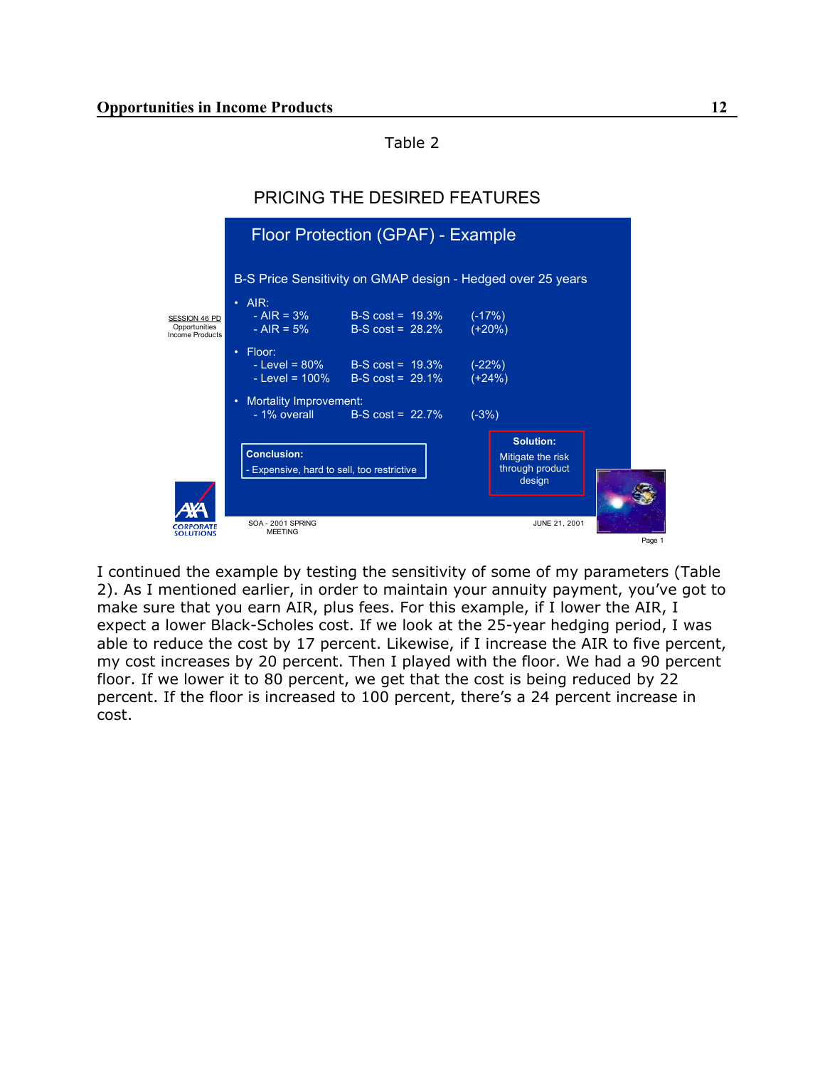Table 2

PRICING THE DESIRED FEATURES

## Floor Protection (GPAF) - Example

B-S Price Sensitivity on GMAP design - Hedged over 25 years

- AIR:
  - AIR = 3% B-S cost = 19.3% (-17%)
  - AIR = 5% B-S cost = 28.2% (+20%)
- Floor:
  - Level = 80% B-S cost = 19.3% (-22%)
  - Level = 100% B-S cost = 29.1% (+24%)
- Mortality Improvement:
  - 1% overall B-S cost = 22.7% (-3%)

**Conclusion:**
- Expensive, hard to sell, too restrictive

**Solution:**
Mitigate the risk through product design

SESSION 46 PD Opportunities Income Products

SOA - 2001 SPRING MEETING JUNE 21, 2001

I continued the example by testing the sensitivity of some of my parameters (Table 2). As I mentioned earlier, in order to maintain your annuity payment, you've got to make sure that you earn AIR, plus fees. For this example, if I lower the AIR, I expect a lower Black-Scholes cost. If we look at the 25-year hedging period, I was able to reduce the cost by 17 percent. Likewise, if I increase the AIR to five percent, my cost increases by 20 percent. Then I played with the floor. We had a 90 percent floor. If we lower it to 80 percent, we get that the cost is being reduced by 22 percent. If the floor is increased to 100 percent, there's a 24 percent increase in cost.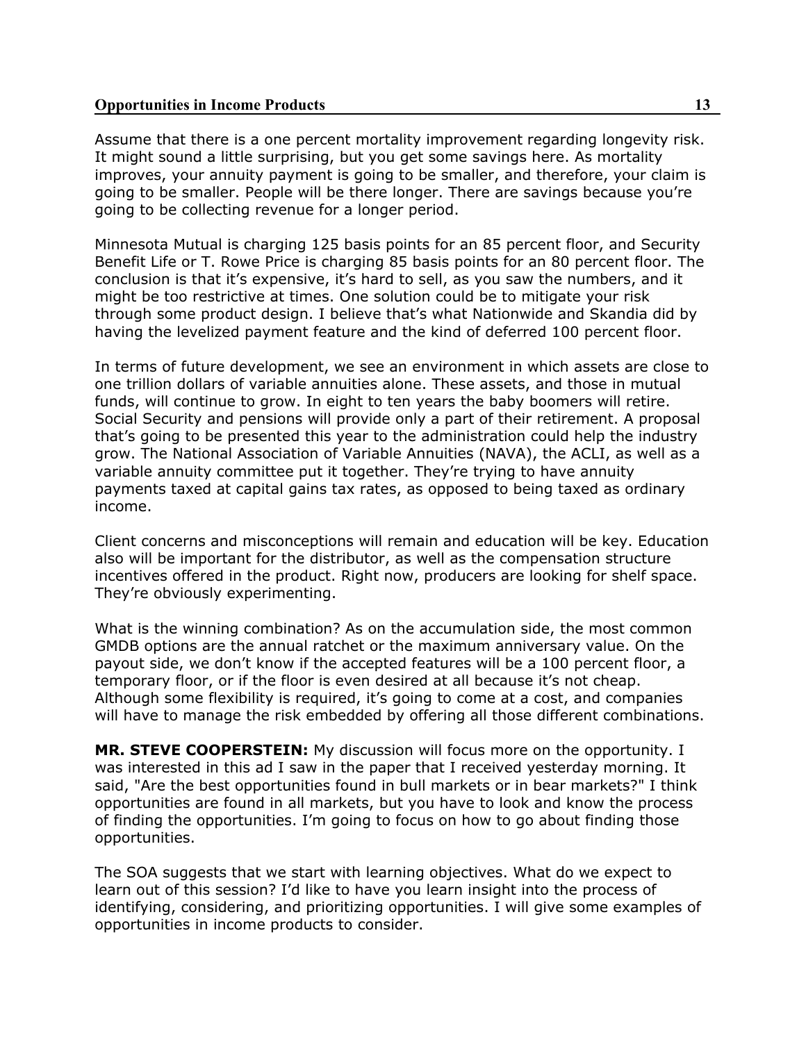Assume that there is a one percent mortality improvement regarding longevity risk. It might sound a little surprising, but you get some savings here. As mortality improves, your annuity payment is going to be smaller, and therefore, your claim is going to be smaller. People will be there longer. There are savings because you're going to be collecting revenue for a longer period.

Minnesota Mutual is charging 125 basis points for an 85 percent floor, and Security Benefit Life or T. Rowe Price is charging 85 basis points for an 80 percent floor. The conclusion is that it's expensive, it's hard to sell, as you saw the numbers, and it might be too restrictive at times. One solution could be to mitigate your risk through some product design. I believe that's what Nationwide and Skandia did by having the levelized payment feature and the kind of deferred 100 percent floor.

In terms of future development, we see an environment in which assets are close to one trillion dollars of variable annuities alone. These assets, and those in mutual funds, will continue to grow. In eight to ten years the baby boomers will retire. Social Security and pensions will provide only a part of their retirement. A proposal that's going to be presented this year to the administration could help the industry grow. The National Association of Variable Annuities (NAVA), the ACLI, as well as a variable annuity committee put it together. They're trying to have annuity payments taxed at capital gains tax rates, as opposed to being taxed as ordinary income.

Client concerns and misconceptions will remain and education will be key. Education also will be important for the distributor, as well as the compensation structure incentives offered in the product. Right now, producers are looking for shelf space. They're obviously experimenting.

What is the winning combination? As on the accumulation side, the most common GMDB options are the annual ratchet or the maximum anniversary value. On the payout side, we don't know if the accepted features will be a 100 percent floor, a temporary floor, or if the floor is even desired at all because it's not cheap. Although some flexibility is required, it's going to come at a cost, and companies will have to manage the risk embedded by offering all those different combinations.

**MR. STEVE COOPERSTEIN:** My discussion will focus more on the opportunity. I was interested in this ad I saw in the paper that I received yesterday morning. It said, "Are the best opportunities found in bull markets or in bear markets?" I think opportunities are found in all markets, but you have to look and know the process of finding the opportunities. I'm going to focus on how to go about finding those opportunities.

The SOA suggests that we start with learning objectives. What do we expect to learn out of this session? I'd like to have you learn insight into the process of identifying, considering, and prioritizing opportunities. I will give some examples of opportunities in income products to consider.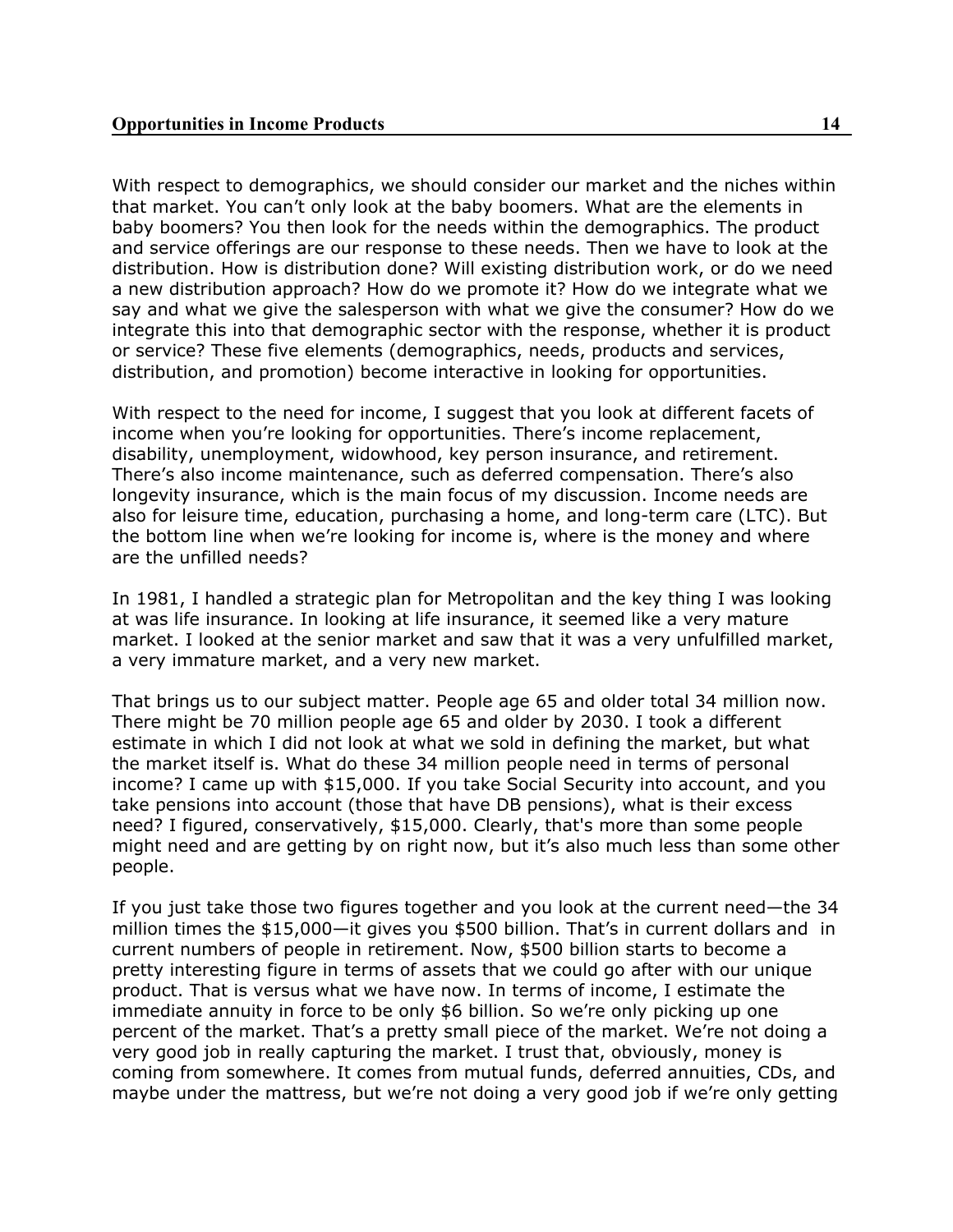With respect to demographics, we should consider our market and the niches within that market. You can't only look at the baby boomers. What are the elements in baby boomers? You then look for the needs within the demographics. The product and service offerings are our response to these needs. Then we have to look at the distribution. How is distribution done? Will existing distribution work, or do we need a new distribution approach? How do we promote it? How do we integrate what we say and what we give the salesperson with what we give the consumer? How do we integrate this into that demographic sector with the response, whether it is product or service? These five elements (demographics, needs, products and services, distribution, and promotion) become interactive in looking for opportunities.

With respect to the need for income, I suggest that you look at different facets of income when you're looking for opportunities. There's income replacement, disability, unemployment, widowhood, key person insurance, and retirement. There's also income maintenance, such as deferred compensation. There's also longevity insurance, which is the main focus of my discussion. Income needs are also for leisure time, education, purchasing a home, and long-term care (LTC). But the bottom line when we're looking for income is, where is the money and where are the unfilled needs?

In 1981, I handled a strategic plan for Metropolitan and the key thing I was looking at was life insurance. In looking at life insurance, it seemed like a very mature market. I looked at the senior market and saw that it was a very unfulfilled market, a very immature market, and a very new market.

That brings us to our subject matter. People age 65 and older total 34 million now. There might be 70 million people age 65 and older by 2030. I took a different estimate in which I did not look at what we sold in defining the market, but what the market itself is. What do these 34 million people need in terms of personal income? I came up with $15,000. If you take Social Security into account, and you take pensions into account (those that have DB pensions), what is their excess need? I figured, conservatively, $15,000. Clearly, that's more than some people might need and are getting by on right now, but it's also much less than some other people.

If you just take those two figures together and you look at the current need—the 34 million times the $15,000—it gives you $500 billion. That's in current dollars and in current numbers of people in retirement. Now, $500 billion starts to become a pretty interesting figure in terms of assets that we could go after with our unique product. That is versus what we have now. In terms of income, I estimate the immediate annuity in force to be only $6 billion. So we're only picking up one percent of the market. That's a pretty small piece of the market. We're not doing a very good job in really capturing the market. I trust that, obviously, money is coming from somewhere. It comes from mutual funds, deferred annuities, CDs, and maybe under the mattress, but we're not doing a very good job if we're only getting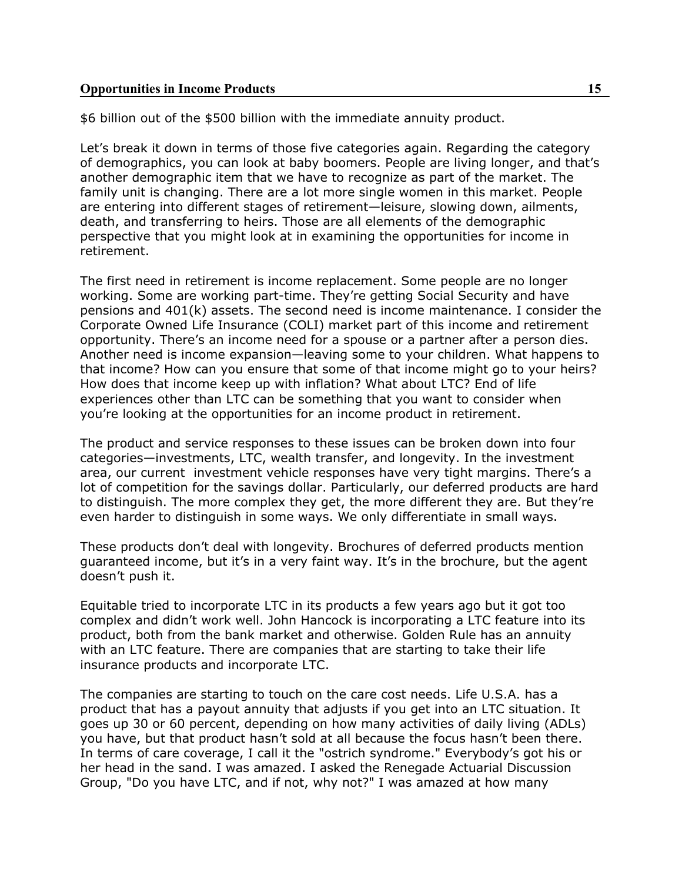$6 billion out of the $500 billion with the immediate annuity product.

Let's break it down in terms of those five categories again. Regarding the category of demographics, you can look at baby boomers. People are living longer, and that's another demographic item that we have to recognize as part of the market. The family unit is changing. There are a lot more single women in this market. People are entering into different stages of retirement—leisure, slowing down, ailments, death, and transferring to heirs. Those are all elements of the demographic perspective that you might look at in examining the opportunities for income in retirement.

The first need in retirement is income replacement. Some people are no longer working. Some are working part-time. They're getting Social Security and have pensions and 401(k) assets. The second need is income maintenance. I consider the Corporate Owned Life Insurance (COLI) market part of this income and retirement opportunity. There's an income need for a spouse or a partner after a person dies. Another need is income expansion—leaving some to your children. What happens to that income? How can you ensure that some of that income might go to your heirs? How does that income keep up with inflation? What about LTC? End of life experiences other than LTC can be something that you want to consider when you're looking at the opportunities for an income product in retirement.

The product and service responses to these issues can be broken down into four categories—investments, LTC, wealth transfer, and longevity. In the investment area, our current investment vehicle responses have very tight margins. There's a lot of competition for the savings dollar. Particularly, our deferred products are hard to distinguish. The more complex they get, the more different they are. But they're even harder to distinguish in some ways. We only differentiate in small ways.

These products don't deal with longevity. Brochures of deferred products mention guaranteed income, but it's in a very faint way. It's in the brochure, but the agent doesn't push it.

Equitable tried to incorporate LTC in its products a few years ago but it got too complex and didn't work well. John Hancock is incorporating a LTC feature into its product, both from the bank market and otherwise. Golden Rule has an annuity with an LTC feature. There are companies that are starting to take their life insurance products and incorporate LTC.

The companies are starting to touch on the care cost needs. Life U.S.A. has a product that has a payout annuity that adjusts if you get into an LTC situation. It goes up 30 or 60 percent, depending on how many activities of daily living (ADLs) you have, but that product hasn't sold at all because the focus hasn't been there. In terms of care coverage, I call it the "ostrich syndrome." Everybody's got his or her head in the sand. I was amazed. I asked the Renegade Actuarial Discussion Group, "Do you have LTC, and if not, why not?" I was amazed at how many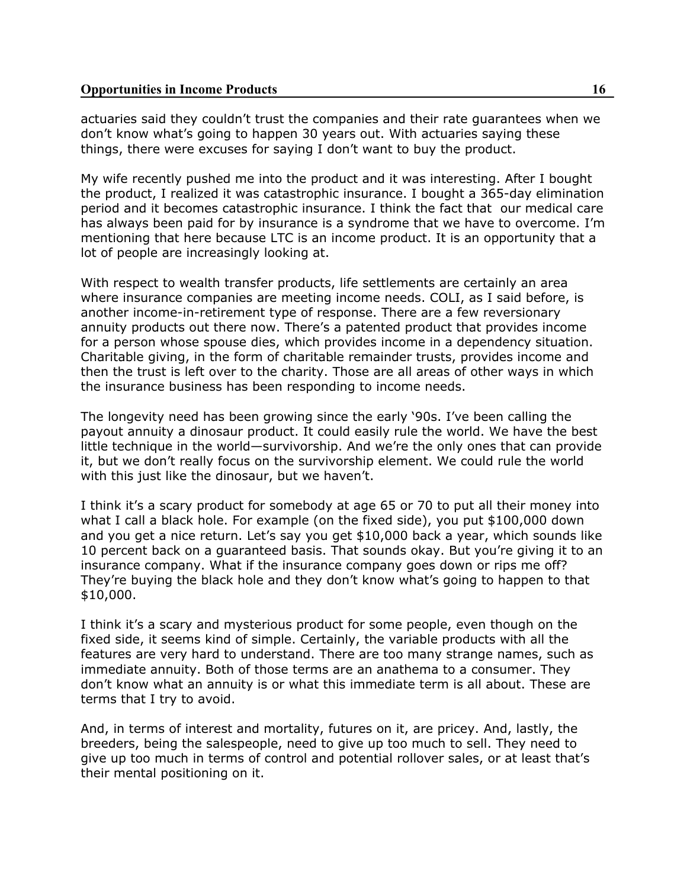actuaries said they couldn't trust the companies and their rate guarantees when we don't know what's going to happen 30 years out. With actuaries saying these things, there were excuses for saying I don't want to buy the product.

My wife recently pushed me into the product and it was interesting. After I bought the product, I realized it was catastrophic insurance. I bought a 365-day elimination period and it becomes catastrophic insurance. I think the fact that our medical care has always been paid for by insurance is a syndrome that we have to overcome. I'm mentioning that here because LTC is an income product. It is an opportunity that a lot of people are increasingly looking at.

With respect to wealth transfer products, life settlements are certainly an area where insurance companies are meeting income needs. COLI, as I said before, is another income-in-retirement type of response. There are a few reversionary annuity products out there now. There's a patented product that provides income for a person whose spouse dies, which provides income in a dependency situation. Charitable giving, in the form of charitable remainder trusts, provides income and then the trust is left over to the charity. Those are all areas of other ways in which the insurance business has been responding to income needs.

The longevity need has been growing since the early '90s. I've been calling the payout annuity a dinosaur product. It could easily rule the world. We have the best little technique in the world—survivorship. And we're the only ones that can provide it, but we don't really focus on the survivorship element. We could rule the world with this just like the dinosaur, but we haven't.

I think it's a scary product for somebody at age 65 or 70 to put all their money into what I call a black hole. For example (on the fixed side), you put $100,000 down and you get a nice return. Let's say you get $10,000 back a year, which sounds like 10 percent back on a guaranteed basis. That sounds okay. But you're giving it to an insurance company. What if the insurance company goes down or rips me off? They're buying the black hole and they don't know what's going to happen to that $10,000.

I think it's a scary and mysterious product for some people, even though on the fixed side, it seems kind of simple. Certainly, the variable products with all the features are very hard to understand. There are too many strange names, such as immediate annuity. Both of those terms are an anathema to a consumer. They don't know what an annuity is or what this immediate term is all about. These are terms that I try to avoid.

And, in terms of interest and mortality, futures on it, are pricey. And, lastly, the breeders, being the salespeople, need to give up too much to sell. They need to give up too much in terms of control and potential rollover sales, or at least that's their mental positioning on it.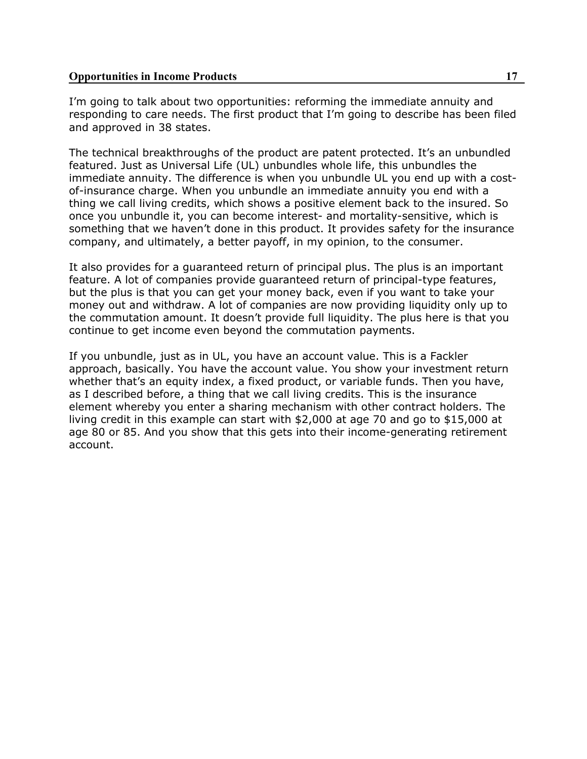I'm going to talk about two opportunities: reforming the immediate annuity and responding to care needs. The first product that I'm going to describe has been filed and approved in 38 states.

The technical breakthroughs of the product are patent protected. It's an unbundled featured. Just as Universal Life (UL) unbundles whole life, this unbundles the immediate annuity. The difference is when you unbundle UL you end up with a cost-of-insurance charge. When you unbundle an immediate annuity you end with a thing we call living credits, which shows a positive element back to the insured. So once you unbundle it, you can become interest- and mortality-sensitive, which is something that we haven't done in this product. It provides safety for the insurance company, and ultimately, a better payoff, in my opinion, to the consumer.

It also provides for a guaranteed return of principal plus. The plus is an important feature. A lot of companies provide guaranteed return of principal-type features, but the plus is that you can get your money back, even if you want to take your money out and withdraw. A lot of companies are now providing liquidity only up to the commutation amount. It doesn't provide full liquidity. The plus here is that you continue to get income even beyond the commutation payments.

If you unbundle, just as in UL, you have an account value. This is a Fackler approach, basically. You have the account value. You show your investment return whether that's an equity index, a fixed product, or variable funds. Then you have, as I described before, a thing that we call living credits. This is the insurance element whereby you enter a sharing mechanism with other contract holders. The living credit in this example can start with $2,000 at age 70 and go to $15,000 at age 80 or 85. And you show that this gets into their income-generating retirement account.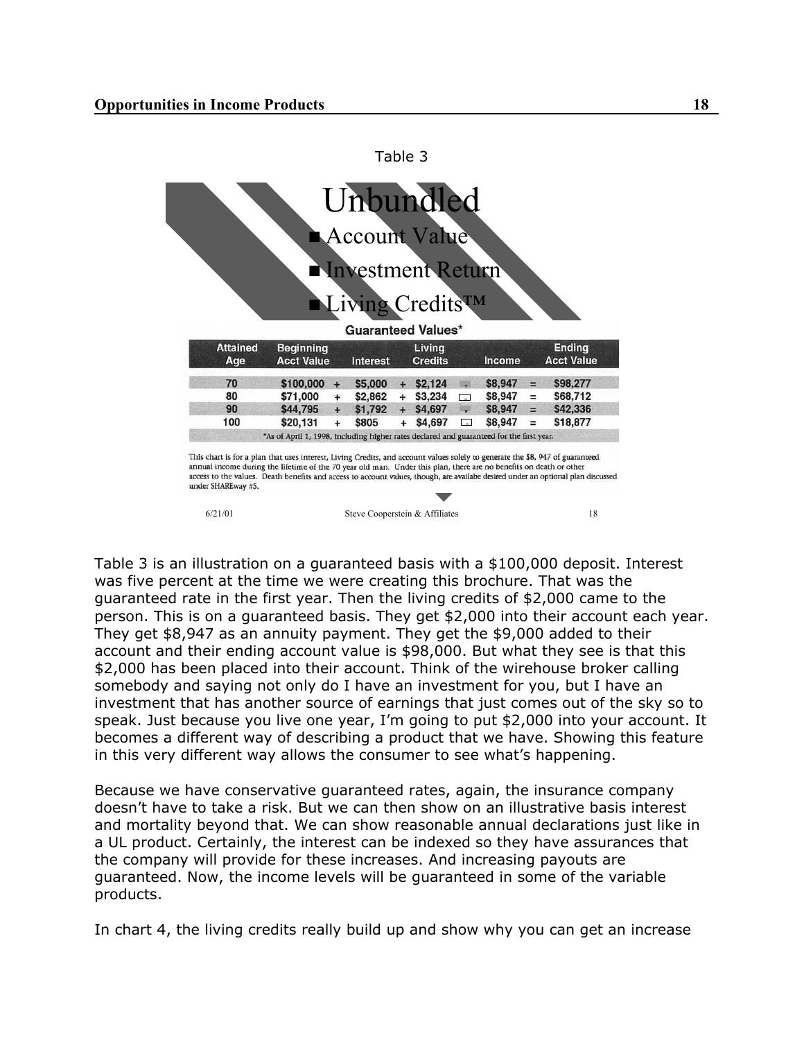Table 3

# Unbundled

- Account Value
- Investment Return
- Living Credits™

**Guaranteed Values***

| Attained Age | Beginning Acct Value | | Interest | | Living Credits | | Income | | Ending Acct Value |
|---|---|---|---|---|---|---|---|---|---|
| 70 | $100,000 | + | $5,000 | + | $2,124 | - | $8,947 | = | $98,277 |
| 80 | $71,000 | + | $2,862 | + | $3,234 | - | $8,947 | = | $68,712 |
| 90 | $44,795 | + | $1,792 | + | $4,697 | - | $8,947 | = | $42,336 |
| 100 | $20,131 | + | $805 | + | $4,697 | - | $8,947 | = | $18,877 |

*As of April 1, 1998, including higher rates declared and guaranteed for the first year.

This chart is for a plan that uses interest, Living Credits, and account values solely to generate the $8, 947 of guaranteed annual income during the lifetime of the 70 year old man. Under this plan, there are no benefits on death or other access to the values. Death benefits and access to account values, though, are availabe desired under an optional plan discussed under SHAREway #5.

Table 3 is an illustration on a guaranteed basis with a $100,000 deposit. Interest was five percent at the time we were creating this brochure. That was the guaranteed rate in the first year. Then the living credits of $2,000 came to the person. This is on a guaranteed basis. They get $2,000 into their account each year. They get $8,947 as an annuity payment. They get the $9,000 added to their account and their ending account value is $98,000. But what they see is that this $2,000 has been placed into their account. Think of the wirehouse broker calling somebody and saying not only do I have an investment for you, but I have an investment that has another source of earnings that just comes out of the sky so to speak. Just because you live one year, I'm going to put $2,000 into your account. It becomes a different way of describing a product that we have. Showing this feature in this very different way allows the consumer to see what's happening.

Because we have conservative guaranteed rates, again, the insurance company doesn't have to take a risk. But we can then show on an illustrative basis interest and mortality beyond that. We can show reasonable annual declarations just like in a UL product. Certainly, the interest can be indexed so they have assurances that the company will provide for these increases. And increasing payouts are guaranteed. Now, the income levels will be guaranteed in some of the variable products.

In chart 4, the living credits really build up and show why you can get an increase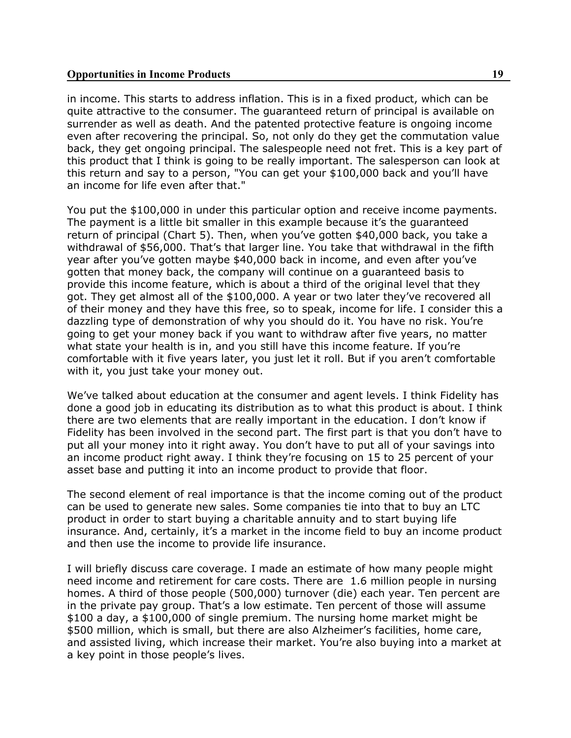in income. This starts to address inflation. This is in a fixed product, which can be quite attractive to the consumer. The guaranteed return of principal is available on surrender as well as death. And the patented protective feature is ongoing income even after recovering the principal. So, not only do they get the commutation value back, they get ongoing principal. The salespeople need not fret. This is a key part of this product that I think is going to be really important. The salesperson can look at this return and say to a person, "You can get your $100,000 back and you'll have an income for life even after that."

You put the $100,000 in under this particular option and receive income payments. The payment is a little bit smaller in this example because it's the guaranteed return of principal (Chart 5). Then, when you've gotten $40,000 back, you take a withdrawal of $56,000. That's that larger line. You take that withdrawal in the fifth year after you've gotten maybe $40,000 back in income, and even after you've gotten that money back, the company will continue on a guaranteed basis to provide this income feature, which is about a third of the original level that they got. They get almost all of the $100,000. A year or two later they've recovered all of their money and they have this free, so to speak, income for life. I consider this a dazzling type of demonstration of why you should do it. You have no risk. You're going to get your money back if you want to withdraw after five years, no matter what state your health is in, and you still have this income feature. If you're comfortable with it five years later, you just let it roll. But if you aren't comfortable with it, you just take your money out.

We've talked about education at the consumer and agent levels. I think Fidelity has done a good job in educating its distribution as to what this product is about. I think there are two elements that are really important in the education. I don't know if Fidelity has been involved in the second part. The first part is that you don't have to put all your money into it right away. You don't have to put all of your savings into an income product right away. I think they're focusing on 15 to 25 percent of your asset base and putting it into an income product to provide that floor.

The second element of real importance is that the income coming out of the product can be used to generate new sales. Some companies tie into that to buy an LTC product in order to start buying a charitable annuity and to start buying life insurance. And, certainly, it's a market in the income field to buy an income product and then use the income to provide life insurance.

I will briefly discuss care coverage. I made an estimate of how many people might need income and retirement for care costs. There are 1.6 million people in nursing homes. A third of those people (500,000) turnover (die) each year. Ten percent are in the private pay group. That's a low estimate. Ten percent of those will assume $100 a day, a $100,000 of single premium. The nursing home market might be $500 million, which is small, but there are also Alzheimer's facilities, home care, and assisted living, which increase their market. You're also buying into a market at a key point in those people's lives.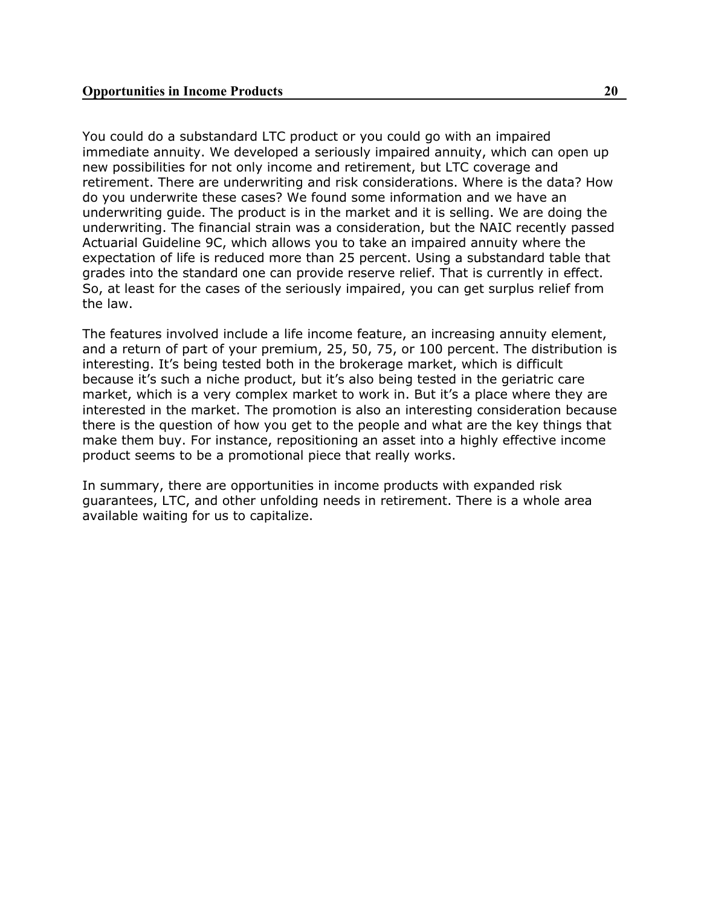You could do a substandard LTC product or you could go with an impaired immediate annuity. We developed a seriously impaired annuity, which can open up new possibilities for not only income and retirement, but LTC coverage and retirement. There are underwriting and risk considerations. Where is the data? How do you underwrite these cases? We found some information and we have an underwriting guide. The product is in the market and it is selling. We are doing the underwriting. The financial strain was a consideration, but the NAIC recently passed Actuarial Guideline 9C, which allows you to take an impaired annuity where the expectation of life is reduced more than 25 percent. Using a substandard table that grades into the standard one can provide reserve relief. That is currently in effect. So, at least for the cases of the seriously impaired, you can get surplus relief from the law.

The features involved include a life income feature, an increasing annuity element, and a return of part of your premium, 25, 50, 75, or 100 percent. The distribution is interesting. It's being tested both in the brokerage market, which is difficult because it's such a niche product, but it's also being tested in the geriatric care market, which is a very complex market to work in. But it's a place where they are interested in the market. The promotion is also an interesting consideration because there is the question of how you get to the people and what are the key things that make them buy. For instance, repositioning an asset into a highly effective income product seems to be a promotional piece that really works.

In summary, there are opportunities in income products with expanded risk guarantees, LTC, and other unfolding needs in retirement. There is a whole area available waiting for us to capitalize.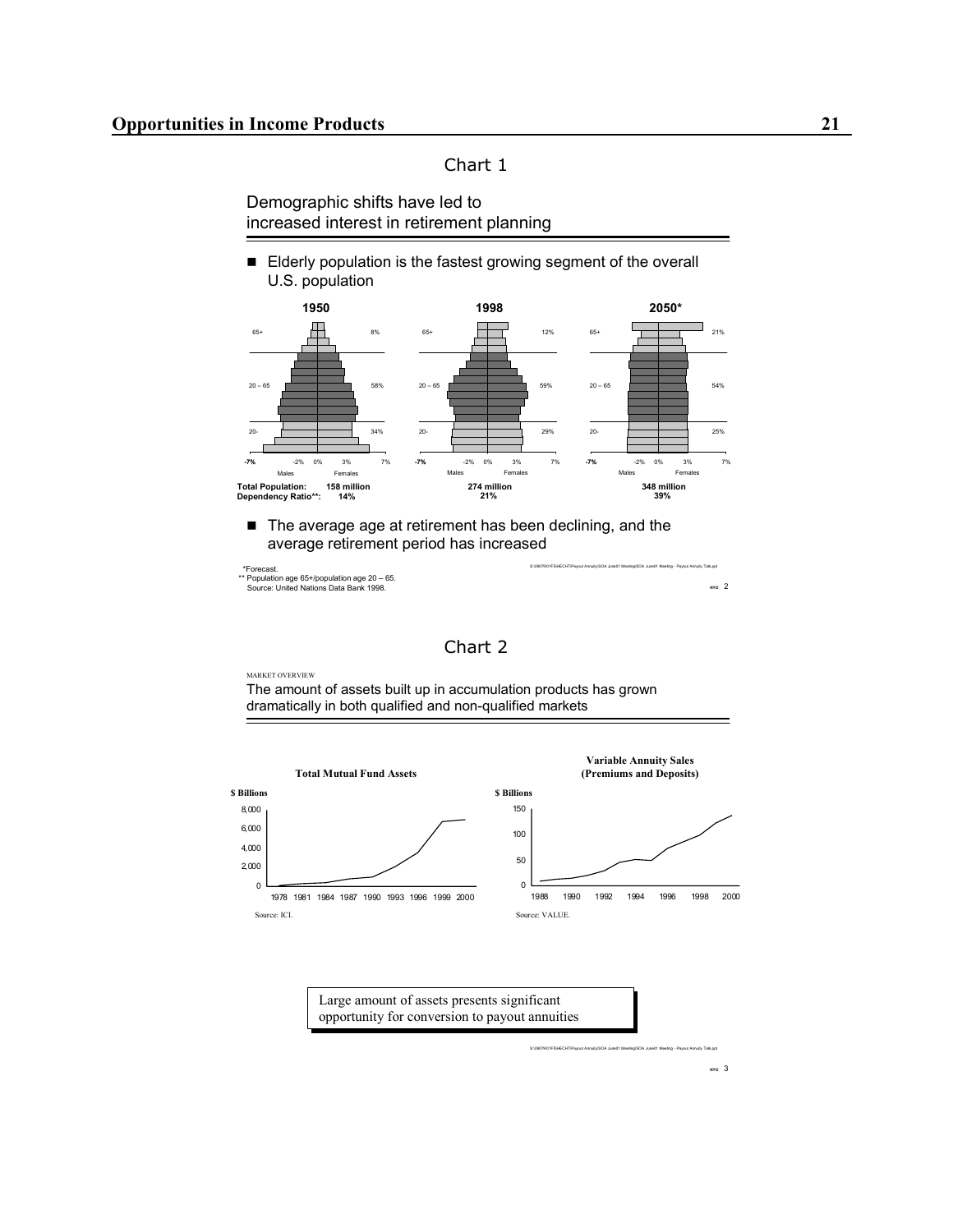Chart 1

Demographic shifts have led to increased interest in retirement planning

- Elderly population is the fastest growing segment of the overall U.S. population

| | 1950 | 1998 | 2050* |
|---|---|---|---|
| 65+ | 8% | 12% | 21% |
| 20 – 65 | 58% | 59% | 54% |
| 20- | 34% | 29% | 25% |
| Total Population: | 158 million | 274 million | 348 million |
| Dependency Ratio**: | 14% | 21% | 39% |

- The average age at retirement has been declining, and the average retirement period has increased

*Forecast.
** Population age 65+/population age 20 – 65.
Source: United Nations Data Bank 1998.

Chart 2

MARKET OVERVIEW

The amount of assets built up in accumulation products has grown dramatically in both qualified and non-qualified markets

**Total Mutual Fund Assets**

$ Billions

Source: ICI.

**Variable Annuity Sales (Premiums and Deposits)**

$ Billions

Source: VALUE.

Large amount of assets presents significant opportunity for conversion to payout annuities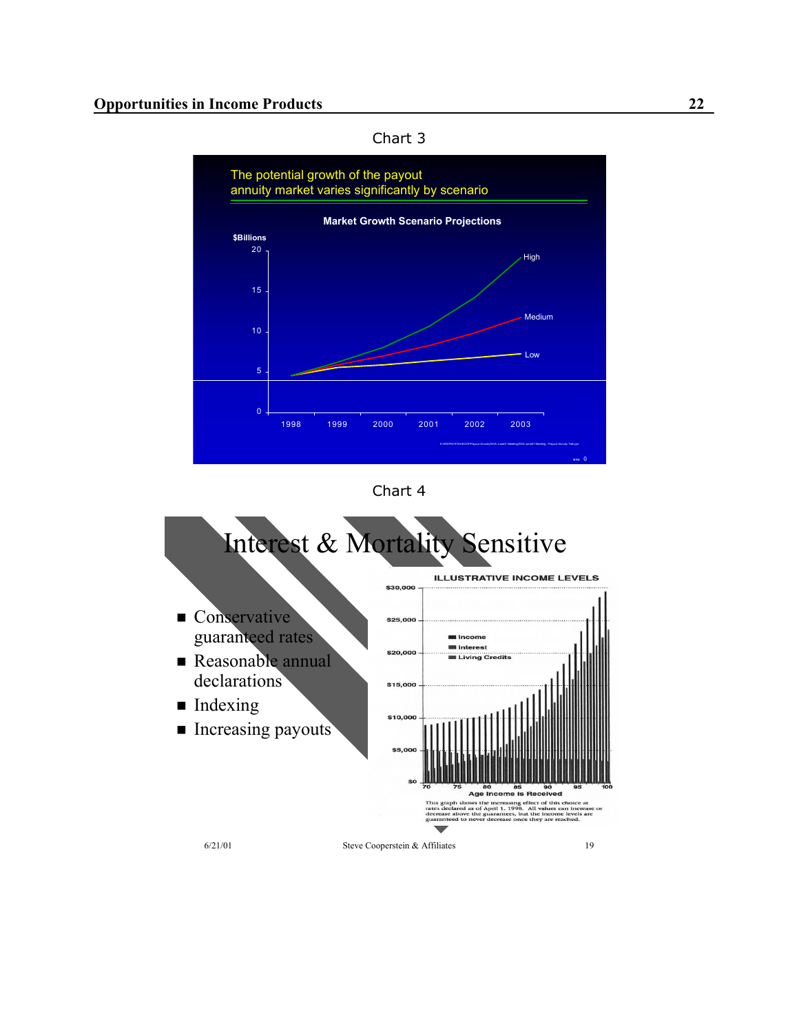Chart 3

The potential growth of the payout annuity market varies significantly by scenario

**Market Growth Scenario Projections**

$Billions

High

Medium

Low

1998 1999 2000 2001 2002 2003

Chart 4

# Interest & Mortality Sensitive

- Conservative guaranteed rates
- Reasonable annual declarations
- Indexing
- Increasing payouts

ILLUSTRATIVE INCOME LEVELS

Income
Interest
Living Credits

Age Income is Received

This graph shows the increasing effect of this choice at rates declared as of April 1, 1998. All values can increase or decrease above the guarantees, but the income levels are guaranteed to never decrease once they are reached.

6/21/01 Steve Cooperstein & Affiliates 19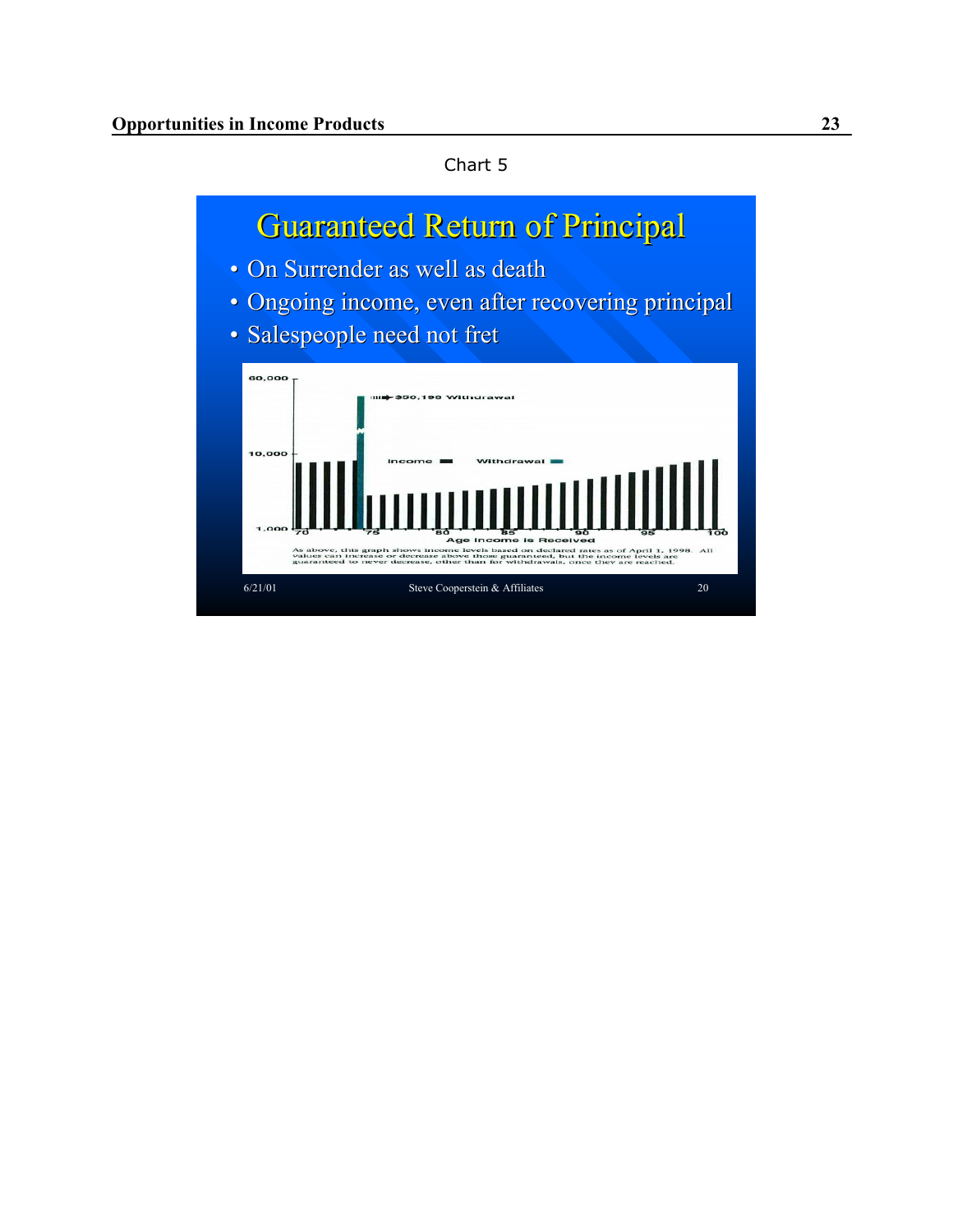Chart 5

# Guaranteed Return of Principal

- On Surrender as well as death
- Ongoing income, even after recovering principal
- Salespeople need not fret

60,000

$50,198 Withdrawal

10,000

Income

Withdrawal

1,000

70 75 80 85 90 95 100

Age Income is Received

As above, this graph shows income levels based on declared rates as of April 1, 1998. All values can increase or decrease above those guaranteed, but the income levels are guaranteed to never decrease, other than for withdrawals, once they are reached.

6/21/01 Steve Cooperstein & Affiliates 20